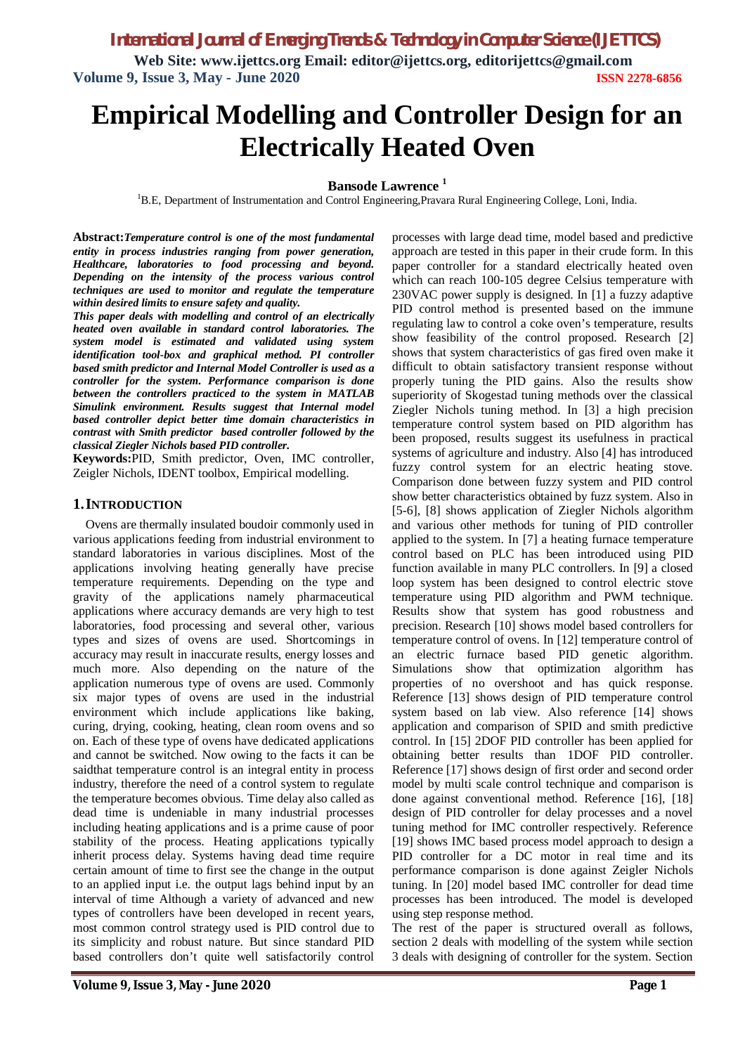# Empirical Modelling and Controller Design for an Electrically Heated Oven

**Bansode Lawrence [1]**

[1]B.E, Department of Instrumentation and Control Engineering,Pravara Rural Engineering College, Loni, India.

**Abstract:** ***Temperature control is one of the most fundamental entity in process industries ranging from power generation, Healthcare, laboratories to food processing and beyond. Depending on the intensity of the process various control techniques are used to monitor and regulate the temperature within desired limits to ensure safety and quality.***

***This paper deals with modelling and control of an electrically heated oven available in standard control laboratories. The system model is estimated and validated using system identification tool-box and graphical method. PI controller based smith predictor and Internal Model Controller is used as a controller for the system. Performance comparison is done between the controllers practiced to the system in MATLAB Simulink environment. Results suggest that Internal model based controller depict better time domain characteristics in contrast with Smith predictor based controller followed by the classical Ziegler Nichols based PID controller.***

**Keywords:** PID, Smith predictor, Oven, IMC controller, Zeigler Nichols, IDENT toolbox, Empirical modelling.

## 1. INTRODUCTION

Ovens are thermally insulated boudoir commonly used in various applications feeding from industrial environment to standard laboratories in various disciplines. Most of the applications involving heating generally have precise temperature requirements. Depending on the type and gravity of the applications namely pharmaceutical applications where accuracy demands are very high to test laboratories, food processing and several other, various types and sizes of ovens are used. Shortcomings in accuracy may result in inaccurate results, energy losses and much more. Also depending on the nature of the application numerous type of ovens are used. Commonly six major types of ovens are used in the industrial environment which include applications like baking, curing, drying, cooking, heating, clean room ovens and so on. Each of these type of ovens have dedicated applications and cannot be switched. Now owing to the facts it can be saidthat temperature control is an integral entity in process industry, therefore the need of a control system to regulate the temperature becomes obvious. Time delay also called as dead time is undeniable in many industrial processes including heating applications and is a prime cause of poor stability of the process. Heating applications typically inherit process delay. Systems having dead time require certain amount of time to first see the change in the output to an applied input i.e. the output lags behind input by an interval of time Although a variety of advanced and new types of controllers have been developed in recent years, most common control strategy used is PID control due to its simplicity and robust nature. But since standard PID based controllers don't quite well satisfactorily control processes with large dead time, model based and predictive approach are tested in this paper in their crude form. In this paper controller for a standard electrically heated oven which can reach 100-105 degree Celsius temperature with 230VAC power supply is designed. In [1] a fuzzy adaptive PID control method is presented based on the immune regulating law to control a coke oven's temperature, results show feasibility of the control proposed. Research [2] shows that system characteristics of gas fired oven make it difficult to obtain satisfactory transient response without properly tuning the PID gains. Also the results show superiority of Skogestad tuning methods over the classical Ziegler Nichols tuning method. In [3] a high precision temperature control system based on PID algorithm has been proposed, results suggest its usefulness in practical systems of agriculture and industry. Also [4] has introduced fuzzy control system for an electric heating stove. Comparison done between fuzzy system and PID control show better characteristics obtained by fuzz system. Also in [5-6], [8] shows application of Ziegler Nichols algorithm and various other methods for tuning of PID controller applied to the system. In [7] a heating furnace temperature control based on PLC has been introduced using PID function available in many PLC controllers. In [9] a closed loop system has been designed to control electric stove temperature using PID algorithm and PWM technique. Results show that system has good robustness and precision. Research [10] shows model based controllers for temperature control of ovens. In [12] temperature control of an electric furnace based PID genetic algorithm. Simulations show that optimization algorithm has properties of no overshoot and has quick response. Reference [13] shows design of PID temperature control system based on lab view. Also reference [14] shows application and comparison of SPID and smith predictive control. In [15] 2DOF PID controller has been applied for obtaining better results than 1DOF PID controller. Reference [17] shows design of first order and second order model by multi scale control technique and comparison is done against conventional method. Reference [16], [18] design of PID controller for delay processes and a novel tuning method for IMC controller respectively. Reference [19] shows IMC based process model approach to design a PID controller for a DC motor in real time and its performance comparison is done against Zeigler Nichols tuning. In [20] model based IMC controller for dead time processes has been introduced. The model is developed using step response method.

The rest of the paper is structured overall as follows, section 2 deals with modelling of the system while section 3 deals with designing of controller for the system. Section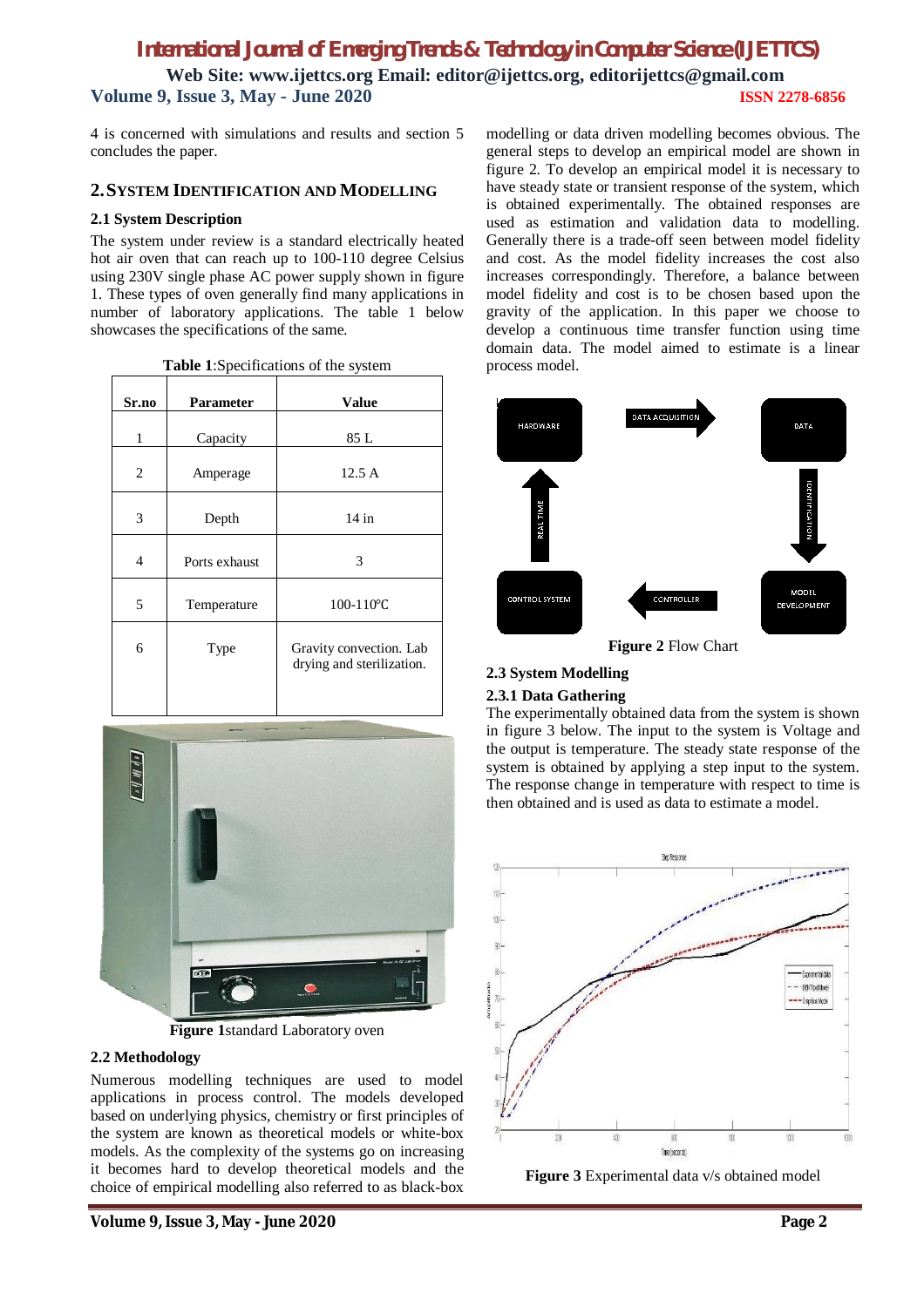4 is concerned with simulations and results and section 5 concludes the paper.

## 2. SYSTEM IDENTIFICATION AND MODELLING

### 2.1 System Description

The system under review is a standard electrically heated hot air oven that can reach up to 100-110 degree Celsius using 230V single phase AC power supply shown in figure 1. These types of oven generally find many applications in number of laboratory applications. The table 1 below showcases the specifications of the same.

**Table 1**:Specifications of the system

| Sr.no | Parameter | Value |
|---|---|---|
| 1 | Capacity | 85 L |
| 2 | Amperage | 12.5 A |
| 3 | Depth | 14 in |
| 4 | Ports exhaust | 3 |
| 5 | Temperature | 100-110℃ |
| 6 | Type | Gravity convection. Lab drying and sterilization. |

**Figure 1**standard Laboratory oven

### 2.2 Methodology

Numerous modelling techniques are used to model applications in process control. The models developed based on underlying physics, chemistry or first principles of the system are known as theoretical models or white-box models. As the complexity of the systems go on increasing it becomes hard to develop theoretical models and the choice of empirical modelling also referred to as black-box modelling or data driven modelling becomes obvious. The general steps to develop an empirical model are shown in figure 2. To develop an empirical model it is necessary to have steady state or transient response of the system, which is obtained experimentally. The obtained responses are used as estimation and validation data to modelling. Generally there is a trade-off seen between model fidelity and cost. As the model fidelity increases the cost also increases correspondingly. Therefore, a balance between model fidelity and cost is to be chosen based upon the gravity of the application. In this paper we choose to develop a continuous time transfer function using time domain data. The model aimed to estimate is a linear process model.

**Figure 2** Flow Chart

### 2.3 System Modelling

#### 2.3.1 Data Gathering

The experimentally obtained data from the system is shown in figure 3 below. The input to the system is Voltage and the output is temperature. The steady state response of the system is obtained by applying a step input to the system. The response change in temperature with respect to time is then obtained and is used as data to estimate a model.

**Figure 3** Experimental data v/s obtained model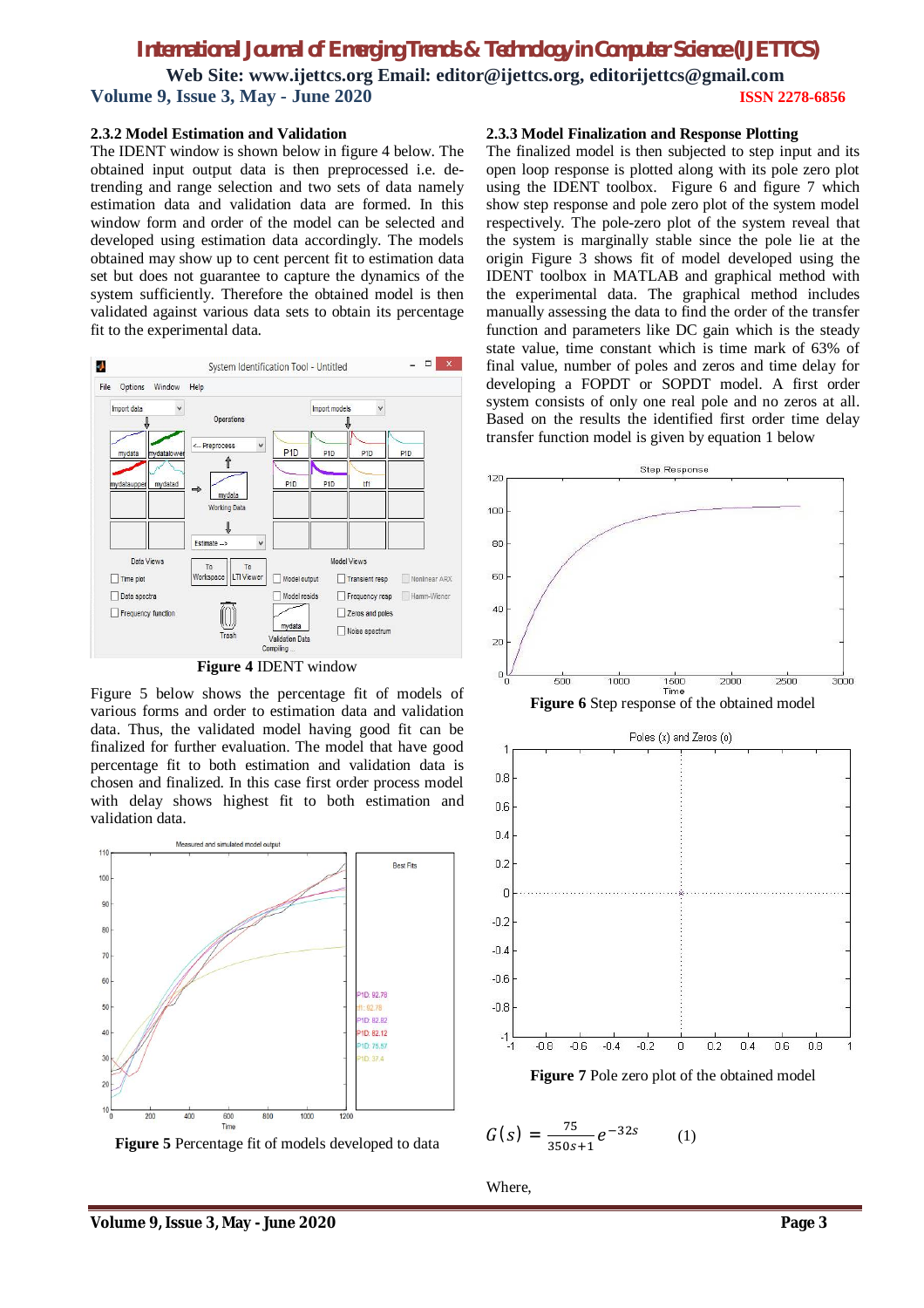### 2.3.2 Model Estimation and Validation

The IDENT window is shown below in figure 4 below. The obtained input output data is then preprocessed i.e. de-trending and range selection and two sets of data namely estimation data and validation data are formed. In this window form and order of the model can be selected and developed using estimation data accordingly. The models obtained may show up to cent percent fit to estimation data set but does not guarantee to capture the dynamics of the system sufficiently. Therefore the obtained model is then validated against various data sets to obtain its percentage fit to the experimental data.

**Figure 4** IDENT window

Figure 5 below shows the percentage fit of models of various forms and order to estimation and validation data. Thus, the validated model having good fit can be finalized for further evaluation. The model that have good percentage fit to both estimation and validation data is chosen and finalized. In this case first order process model with delay shows highest fit to both estimation and validation data.

**Figure 5** Percentage fit of models developed to data

### 2.3.3 Model Finalization and Response Plotting

The finalized model is then subjected to step input and its open loop response is plotted along with its pole zero plot using the IDENT toolbox. Figure 6 and figure 7 which show step response and pole zero plot of the system model respectively. The pole-zero plot of the system reveal that the system is marginally stable since the pole lie at the origin Figure 3 shows fit of model developed using the IDENT toolbox in MATLAB and graphical method with the experimental data. The graphical method includes manually assessing the data to find the order of the transfer function and parameters like DC gain which is the steady state value, time constant which is time mark of 63% of final value, number of poles and zeros and time delay for developing a FOPDT or SOPDT model. A first order system consists of only one real pole and no zeros at all. Based on the results the identified first order time delay transfer function model is given by equation 1 below

**Figure 6** Step response of the obtained model

**Figure 7** Pole zero plot of the obtained model

$$G(s) = \frac{75}{350s+1}e^{-32s} \qquad (1)$$

Where,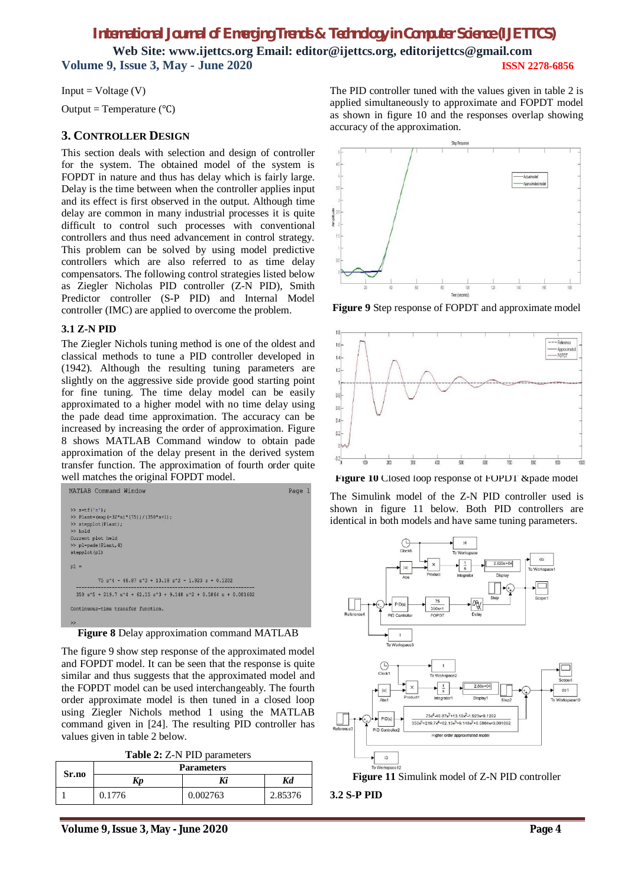Input = Voltage (V)

Output = Temperature (℃)

## 3. Controller Design

This section deals with selection and design of controller for the system. The obtained model of the system is FOPDT in nature and thus has delay which is fairly large. Delay is the time between when the controller applies input and its effect is first observed in the output. Although time delay are common in many industrial processes it is quite difficult to control such processes with conventional controllers and thus need advancement in control strategy. This problem can be solved by using model predictive controllers which are also referred to as time delay compensators. The following control strategies listed below as Ziegler Nicholas PID controller (Z-N PID), Smith Predictor controller (S-P PID) and Internal Model controller (IMC) are applied to overcome the problem.

### 3.1 Z-N PID

The Ziegler Nichols tuning method is one of the oldest and classical methods to tune a PID controller developed in (1942). Although the resulting tuning parameters are slightly on the aggressive side provide good starting point for fine tuning. The time delay model can be easily approximated to a higher model with no time delay using the pade dead time approximation. The accuracy can be increased by increasing the order of approximation. Figure 8 shows MATLAB Command window to obtain pade approximation of the delay present in the derived system transfer function. The approximation of fourth order quite well matches the original FOPDT model.

```
MATLAB Command Window                                          Page 1

>> s=tf('s');
>> Plant=(exp(-32*s)*(75))/(350*s+1);
>> stepplot(Plant);
>> hold
Current plot held
>> p1=pade(Plant,4)
stepplot(p1)

p1 =

          75 s^4 - 46.87 s^3 + 13.18 s^2 - 1.923 s + 0.1202
  ---------------------------------------------------------------
  350 s^5 + 219.7 s^4 + 62.15 s^3 + 9.148 s^2 + 0.5864 s + 0.001602

Continuous-time transfer function.

>>
```

**Figure 8** Delay approximation command MATLAB

The figure 9 show step response of the approximated model and FOPDT model. It can be seen that the response is quite similar and thus suggests that the approximated model and the FOPDT model can be used interchangeably. The fourth order approximate model is then tuned in a closed loop using Ziegler Nichols method 1 using the MATLAB command given in [24]. The resulting PID controller has values given in table 2 below.

**Table 2:** Z-N PID parameters

| Sr.no | Parameters | | |
|---|---|---|---|
| | *Kp* | *Ki* | *Kd* |
| 1 | 0.1776 | 0.002763 | 2.85376 |

The PID controller tuned with the values given in table 2 is applied simultaneously to approximate and FOPDT model as shown in figure 10 and the responses overlap showing accuracy of the approximation.

**Figure 9** Step response of FOPDT and approximate model

**Figure 10** Closed loop response of FOPDT &pade model

The Simulink model of the Z-N PID controller used is shown in figure 11 below. Both PID controllers are identical in both models and have same tuning parameters.

**Figure 11** Simulink model of Z-N PID controller

### 3.2 S-P PID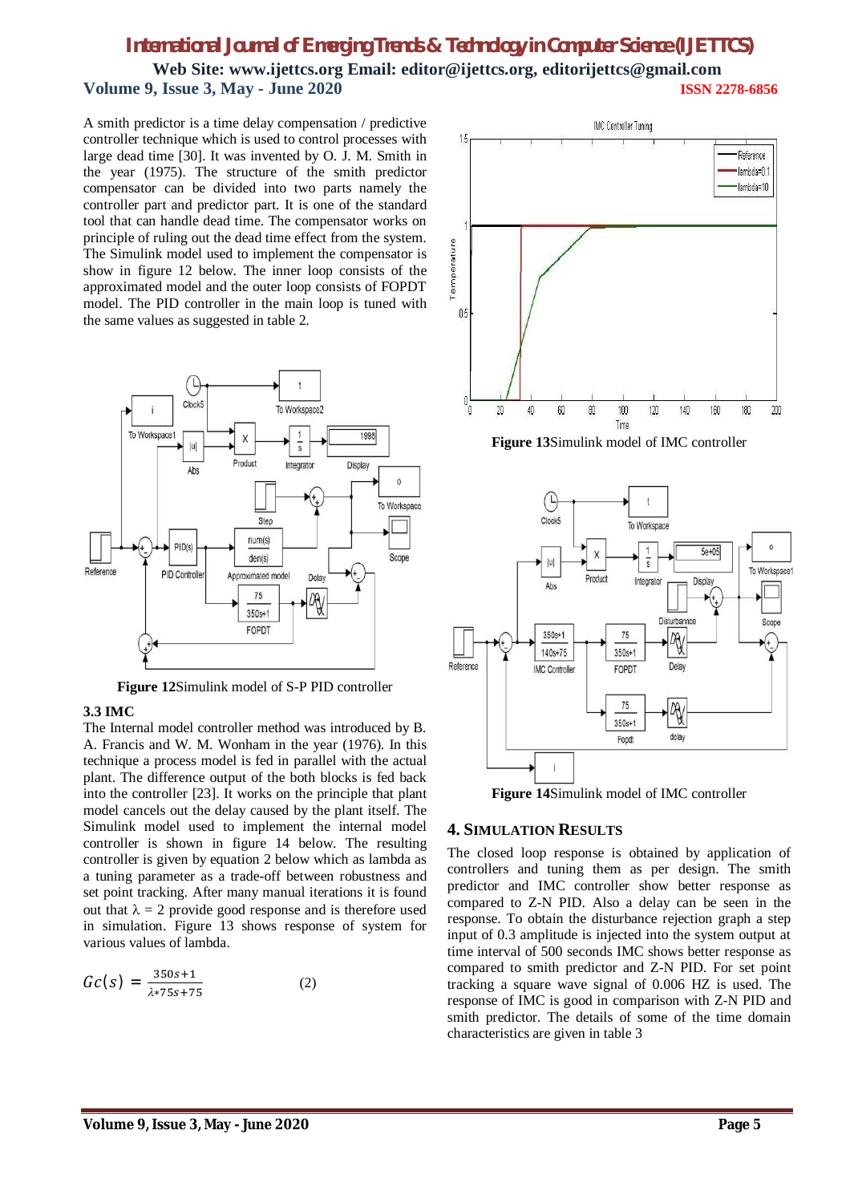A smith predictor is a time delay compensation / predictive controller technique which is used to control processes with large dead time [30]. It was invented by O. J. M. Smith in the year (1975). The structure of the smith predictor compensator can be divided into two parts namely the controller part and predictor part. It is one of the standard tool that can handle dead time. The compensator works on principle of ruling out the dead time effect from the system. The Simulink model used to implement the compensator is show in figure 12 below. The inner loop consists of the approximated model and the outer loop consists of FOPDT model. The PID controller in the main loop is tuned with the same values as suggested in table 2.

**Figure 12**Simulink model of S-P PID controller

### 3.3 IMC

The Internal model controller method was introduced by B. A. Francis and W. M. Wonham in the year (1976). In this technique a process model is fed in parallel with the actual plant. The difference output of the both blocks is fed back into the controller [23]. It works on the principle that plant model cancels out the delay caused by the plant itself. The Simulink model used to implement the internal model controller is shown in figure 14 below. The resulting controller is given by equation 2 below which as lambda as a tuning parameter as a trade-off between robustness and set point tracking. After many manual iterations it is found out that $\lambda = 2$ provide good response and is therefore used in simulation. Figure 13 shows response of system for various values of lambda.

$$Gc(s) = \frac{350s+1}{\lambda * 75s+75} \qquad (2)$$

**Figure 13**Simulink model of IMC controller

**Figure 14**Simulink model of IMC controller

## 4. Simulation Results

The closed loop response is obtained by application of controllers and tuning them as per design. The smith predictor and IMC controller show better response as compared to Z-N PID. Also a delay can be seen in the response. To obtain the disturbance rejection graph a step input of 0.3 amplitude is injected into the system output at time interval of 500 seconds IMC shows better response as compared to smith predictor and Z-N PID. For set point tracking a square wave signal of 0.006 HZ is used. The response of IMC is good in comparison with Z-N PID and smith predictor. The details of some of the time domain characteristics are given in table 3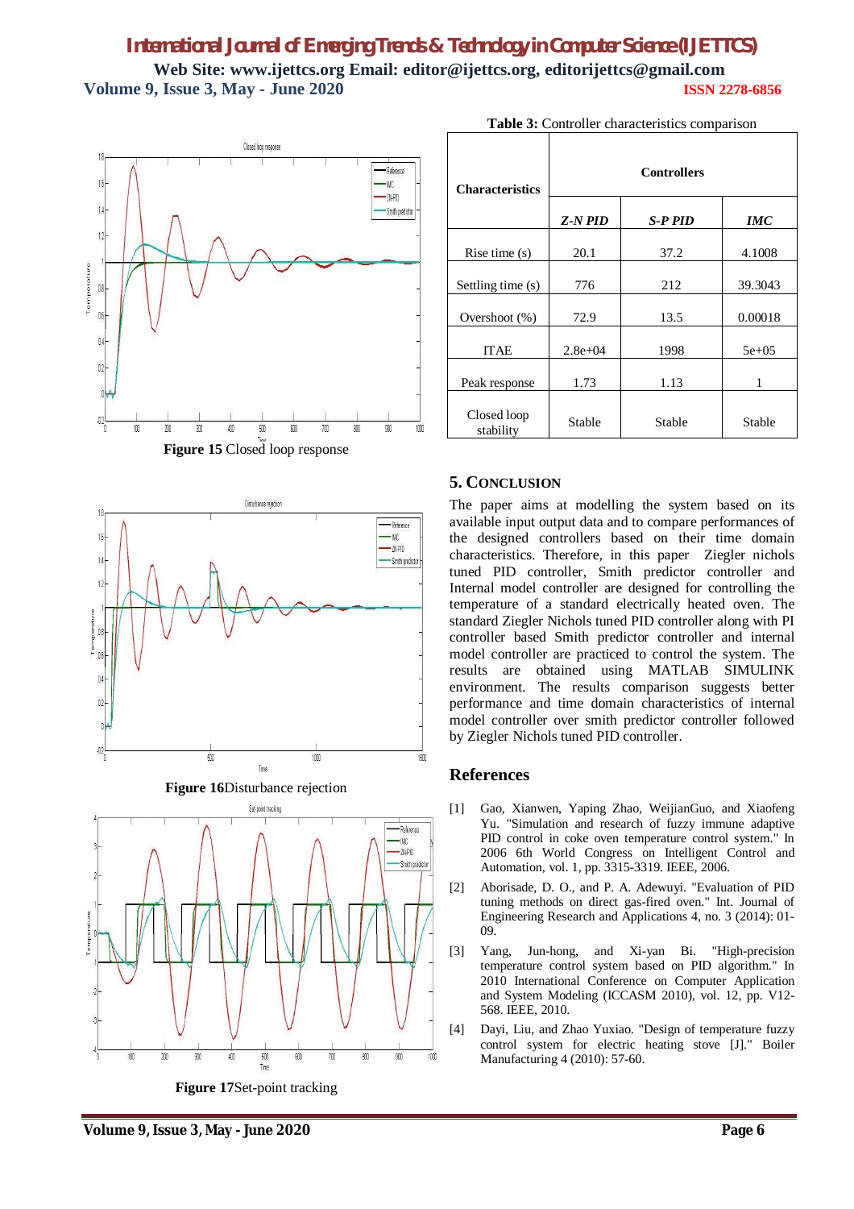Figure 15 Closed loop response

Figure 16 Disturbance rejection

Figure 17 Set-point tracking

**Table 3:** Controller characteristics comparison

| Characteristics | Controllers | | |
|---|---|---|---|
| | *Z-N PID* | *S-P PID* | *IMC* |
| Rise time (s) | 20.1 | 37.2 | 4.1008 |
| Settling time (s) | 776 | 212 | 39.3043 |
| Overshoot (%) | 72.9 | 13.5 | 0.00018 |
| ITAE | 2.8e+04 | 1998 | 5e+05 |
| Peak response | 1.73 | 1.13 | 1 |
| Closed loop stability | Stable | Stable | Stable |

## 5. CONCLUSION

The paper aims at modelling the system based on its available input output data and to compare performances of the designed controllers based on their time domain characteristics. Therefore, in this paper Ziegler nichols tuned PID controller, Smith predictor controller and Internal model controller are designed for controlling the temperature of a standard electrically heated oven. The standard Ziegler Nichols tuned PID controller along with PI controller based Smith predictor controller and internal model controller are practiced to control the system. The results are obtained using MATLAB SIMULINK environment. The results comparison suggests better performance and time domain characteristics of internal model controller over smith predictor controller followed by Ziegler Nichols tuned PID controller.

## References

[1] Gao, Xianwen, Yaping Zhao, WeijianGuo, and Xiaofeng Yu. "Simulation and research of fuzzy immune adaptive PID control in coke oven temperature control system." In 2006 6th World Congress on Intelligent Control and Automation, vol. 1, pp. 3315-3319. IEEE, 2006.

[2] Aborisade, D. O., and P. A. Adewuyi. "Evaluation of PID tuning methods on direct gas-fired oven." Int. Journal of Engineering Research and Applications 4, no. 3 (2014): 01-09.

[3] Yang, Jun-hong, and Xi-yan Bi. "High-precision temperature control system based on PID algorithm." In 2010 International Conference on Computer Application and System Modeling (ICCASM 2010), vol. 12, pp. V12-568. IEEE, 2010.

[4] Dayi, Liu, and Zhao Yuxiao. "Design of temperature fuzzy control system for electric heating stove [J]." Boiler Manufacturing 4 (2010): 57-60.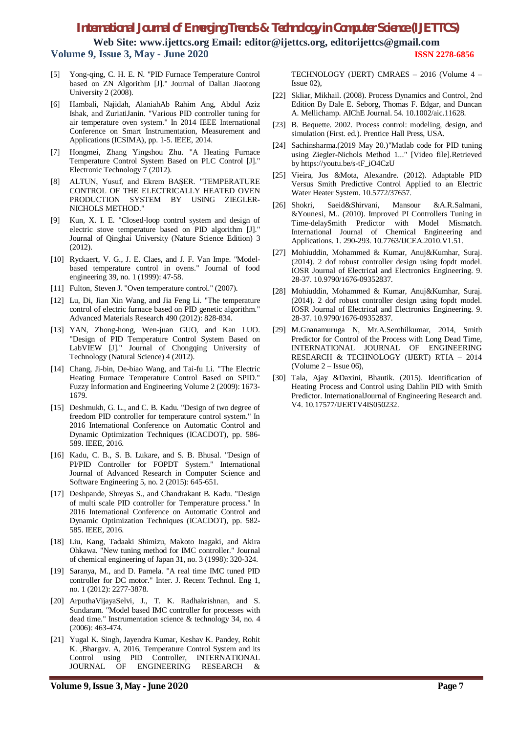[5] Yong-qing, C. H. E. N. "PID Furnace Temperature Control based on ZN Algorithm [J]." Journal of Dalian Jiaotong University 2 (2008).

[6] Hambali, Najidah, AlaniahAb Rahim Ang, Ahmad Aziz Ishak, and ZuriatiJanin. "Various PID controller tuning for air temperature oven system." In 2014 IEEE International Conference on Smart Instrumentation, Measurement and Applications (ICSIMA), pp. 1-5. IEEE, 2014.

[7] Hongmei, Zhang Yingshou Zhu. "A Heating Furnace Temperature Control System Based on PLC Control [J]." Electronic Technology 7 (2012).

[8] ALTUN, Yusuf, and Ekrem BAŞER. "TEMPERATURE CONTROL OF THE ELECTRICALLY HEATED OVEN PRODUCTION SYSTEM BY USING ZIEGLER-NICHOLS METHOD."

[9] Kun, X. I. E. "Closed-loop control system and design of electric stove temperature based on PID algorithm [J]." Journal of Qinghai University (Nature Science Edition) 3 (2012).

[10] Ryckaert, V. G., J. E. Claes, and J. F. Van Impe. "Model-based temperature control in ovens." Journal of food engineering 39, no. 1 (1999): 47-58.

[11] Fulton, Steven J. "Oven temperature control." (2007).

[12] Lu, Di, Jian Xin Wang, and Jia Feng Li. "The temperature control of electric furnace based on PID genetic algorithm." Advanced Materials Research 490 (2012): 828-834.

[13] YAN, Zhong-hong, Wen-juan GUO, and Kan LUO. "Design of PID Temperature Control System Based on LabVIEW [J]." Journal of Chongqing University of Technology (Natural Science) 4 (2012).

[14] Chang, Ji-bin, De-biao Wang, and Tai-fu Li. "The Electric Heating Furnace Temperature Control Based on SPID." Fuzzy Information and Engineering Volume 2 (2009): 1673-1679.

[15] Deshmukh, G. L., and C. B. Kadu. "Design of two degree of freedom PID controller for temperature control system." In 2016 International Conference on Automatic Control and Dynamic Optimization Techniques (ICACDOT), pp. 586-589. IEEE, 2016.

[16] Kadu, C. B., S. B. Lukare, and S. B. Bhusal. "Design of PI/PID Controller for FOPDT System." International Journal of Advanced Research in Computer Science and Software Engineering 5, no. 2 (2015): 645-651.

[17] Deshpande, Shreyas S., and Chandrakant B. Kadu. "Design of multi scale PID controller for Temperature process." In 2016 International Conference on Automatic Control and Dynamic Optimization Techniques (ICACDOT), pp. 582-585. IEEE, 2016.

[18] Liu, Kang, Tadaaki Shimizu, Makoto Inagaki, and Akira Ohkawa. "New tuning method for IMC controller." Journal of chemical engineering of Japan 31, no. 3 (1998): 320-324.

[19] Saranya, M., and D. Pamela. "A real time IMC tuned PID controller for DC motor." Inter. J. Recent Technol. Eng 1, no. 1 (2012): 2277-3878.

[20] ArputhaVijayaSelvi, J., T. K. Radhakrishnan, and S. Sundaram. "Model based IMC controller for processes with dead time." Instrumentation science & technology 34, no. 4 (2006): 463-474.

[21] Yugal K. Singh, Jayendra Kumar, Keshav K. Pandey, Rohit K. ,Bhargav. A, 2016, Temperature Control System and its Control using PID Controller, INTERNATIONAL JOURNAL OF ENGINEERING RESEARCH & TECHNOLOGY (IJERT) CMRAES – 2016 (Volume 4 – Issue 02),

[22] Skliar, Mikhail. (2008). Process Dynamics and Control, 2nd Edition By Dale E. Seborg, Thomas F. Edgar, and Duncan A. Mellichamp. AIChE Journal. 54. 10.1002/aic.11628.

[23] B. Bequette. 2002. Process control: modeling, design, and simulation (First. ed.). Prentice Hall Press, USA.

[24] Sachinsharma.(2019 May 20.)"Matlab code for PID tuning using Ziegler-Nichols Method 1..." [Video file].Retrieved by https://youtu.be/s-tF_iO4CzU

[25] Vieira, Jos &Mota, Alexandre. (2012). Adaptable PID Versus Smith Predictive Control Applied to an Electric Water Heater System. 10.5772/37657.

[26] Shokri, Saeid&Shirvani, Mansour &A.R.Salmani, &Younesi, M.. (2010). Improved PI Controllers Tuning in Time-delaySmith Predictor with Model Mismatch. International Journal of Chemical Engineering and Applications. 1. 290-293. 10.7763/IJCEA.2010.V1.51.

[27] Mohiuddin, Mohammed & Kumar, Anuj&Kumhar, Suraj. (2014). 2 dof robust controller design using fopdt model. IOSR Journal of Electrical and Electronics Engineering. 9. 28-37. 10.9790/1676-09352837.

[28] Mohiuddin, Mohammed & Kumar, Anuj&Kumhar, Suraj. (2014). 2 dof robust controller design using fopdt model. IOSR Journal of Electrical and Electronics Engineering. 9. 28-37. 10.9790/1676-09352837.

[29] M.Gnanamuruga N, Mr.A.Senthilkumar, 2014, Smith Predictor for Control of the Process with Long Dead Time, INTERNATIONAL JOURNAL OF ENGINEERING RESEARCH & TECHNOLOGY (IJERT) RTIA – 2014 (Volume 2 – Issue 06),

[30] Tala, Ajay &Daxini, Bhautik. (2015). Identification of Heating Process and Control using Dahlin PID with Smith Predictor. InternationalJournal of Engineering Research and. V4. 10.17577/IJERTV4IS050232.